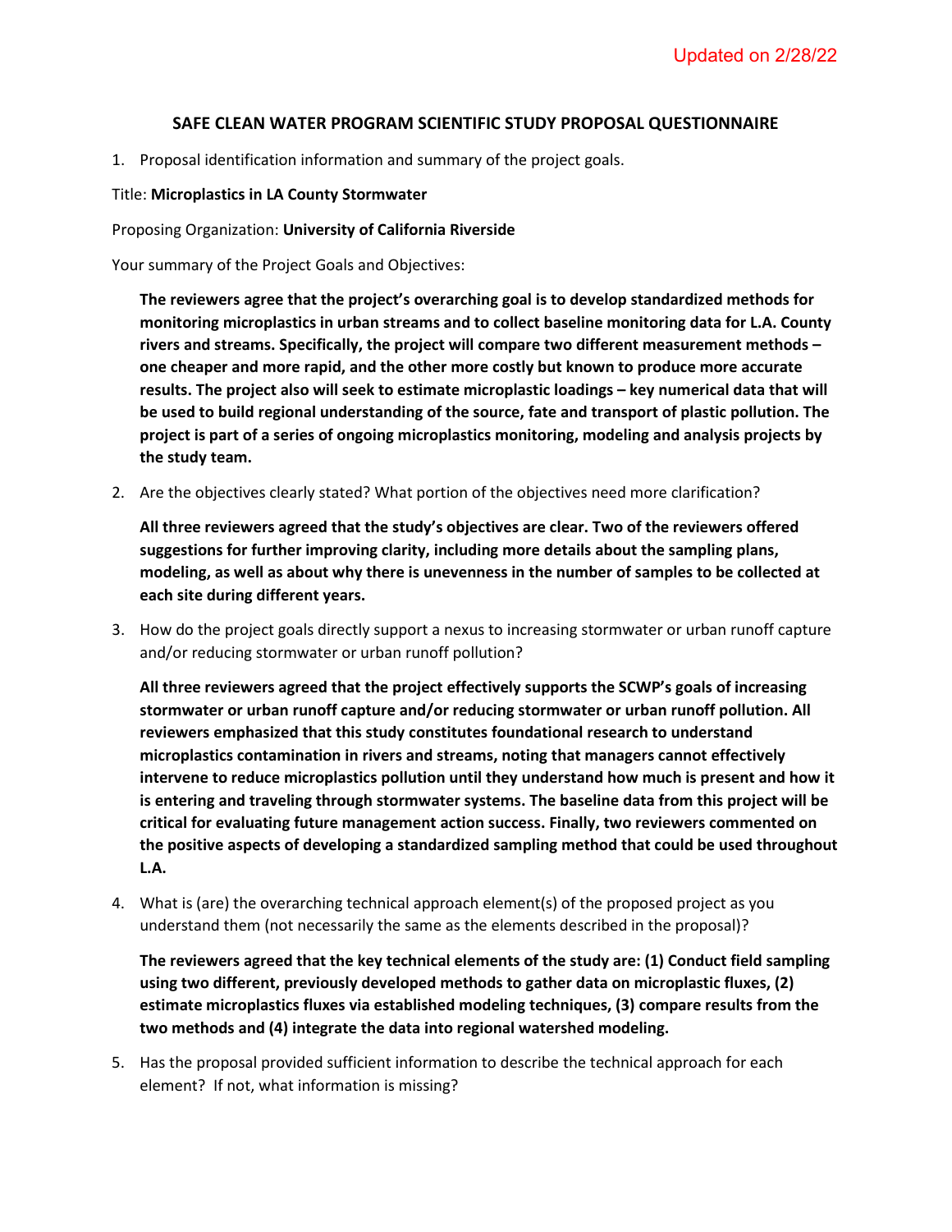Updated on 2/28/22

## SAFE CLEAN WATER PROGRAM SCIENTIFIC STUDY PROPOSAL QUESTIONNAIRE

1. Proposal identification information and summary of the project goals.

Title: **Microplastics in LA County Stormwater**

Proposing Organization: **University of California Riverside**

Your summary of the Project Goals and Objectives:

**The reviewers agree that the project's overarching goal is to develop standardized methods for monitoring microplastics in urban streams and to collect baseline monitoring data for L.A. County rivers and streams. Specifically, the project will compare two different measurement methods – one cheaper and more rapid, and the other more costly but known to produce more accurate results. The project also will seek to estimate microplastic loadings – key numerical data that will be used to build regional understanding of the source, fate and transport of plastic pollution. The project is part of a series of ongoing microplastics monitoring, modeling and analysis projects by the study team.**

2. Are the objectives clearly stated? What portion of the objectives need more clarification?

**All three reviewers agreed that the study's objectives are clear. Two of the reviewers offered suggestions for further improving clarity, including more details about the sampling plans, modeling, as well as about why there is unevenness in the number of samples to be collected at each site during different years.**

3. How do the project goals directly support a nexus to increasing stormwater or urban runoff capture and/or reducing stormwater or urban runoff pollution?

**All three reviewers agreed that the project effectively supports the SCWP's goals of increasing stormwater or urban runoff capture and/or reducing stormwater or urban runoff pollution. All reviewers emphasized that this study constitutes foundational research to understand microplastics contamination in rivers and streams, noting that managers cannot effectively intervene to reduce microplastics pollution until they understand how much is present and how it is entering and traveling through stormwater systems. The baseline data from this project will be critical for evaluating future management action success. Finally, two reviewers commented on the positive aspects of developing a standardized sampling method that could be used throughout L.A.**

4. What is (are) the overarching technical approach element(s) of the proposed project as you understand them (not necessarily the same as the elements described in the proposal)?

**The reviewers agreed that the key technical elements of the study are: (1) Conduct field sampling using two different, previously developed methods to gather data on microplastic fluxes, (2) estimate microplastics fluxes via established modeling techniques, (3) compare results from the two methods and (4) integrate the data into regional watershed modeling.**

5. Has the proposal provided sufficient information to describe the technical approach for each element? If not, what information is missing?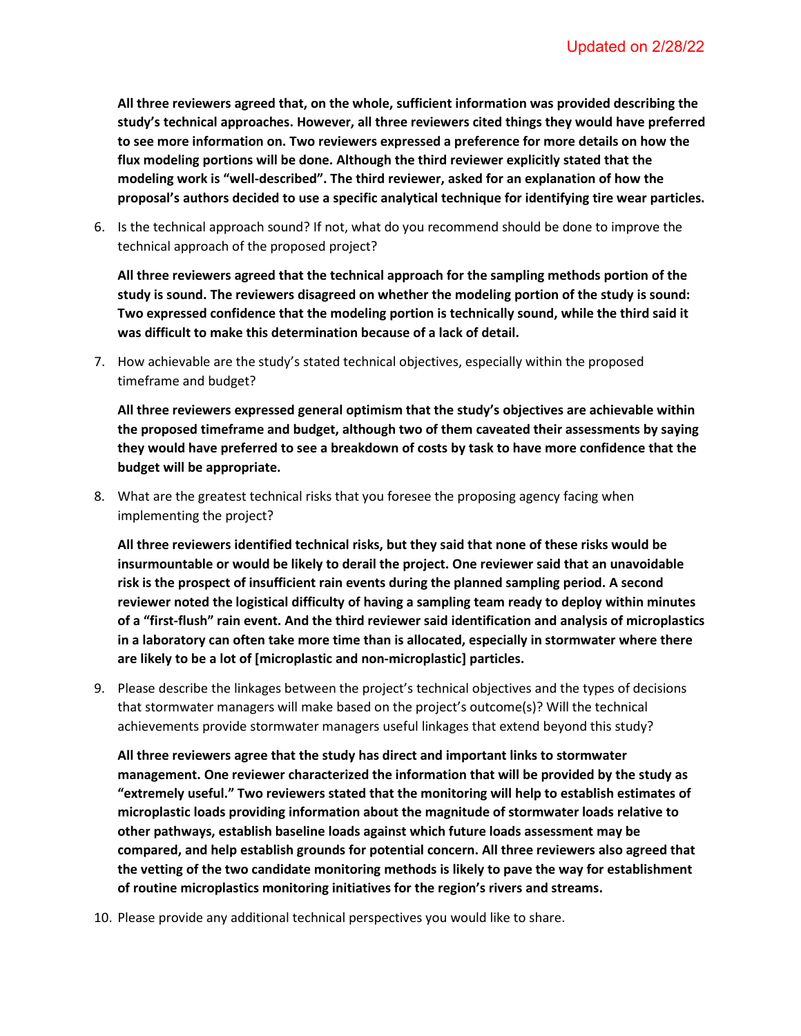**All three reviewers agreed that, on the whole, sufficient information was provided describing the study's technical approaches. However, all three reviewers cited things they would have preferred to see more information on. Two reviewers expressed a preference for more details on how the flux modeling portions will be done. Although the third reviewer explicitly stated that the modeling work is "well-described". The third reviewer, asked for an explanation of how the proposal's authors decided to use a specific analytical technique for identifying tire wear particles.**

6. Is the technical approach sound? If not, what do you recommend should be done to improve the technical approach of the proposed project?

   **All three reviewers agreed that the technical approach for the sampling methods portion of the study is sound. The reviewers disagreed on whether the modeling portion of the study is sound: Two expressed confidence that the modeling portion is technically sound, while the third said it was difficult to make this determination because of a lack of detail.**

7. How achievable are the study's stated technical objectives, especially within the proposed timeframe and budget?

   **All three reviewers expressed general optimism that the study's objectives are achievable within the proposed timeframe and budget, although two of them caveated their assessments by saying they would have preferred to see a breakdown of costs by task to have more confidence that the budget will be appropriate.**

8. What are the greatest technical risks that you foresee the proposing agency facing when implementing the project?

   **All three reviewers identified technical risks, but they said that none of these risks would be insurmountable or would be likely to derail the project. One reviewer said that an unavoidable risk is the prospect of insufficient rain events during the planned sampling period. A second reviewer noted the logistical difficulty of having a sampling team ready to deploy within minutes of a "first-flush" rain event. And the third reviewer said identification and analysis of microplastics in a laboratory can often take more time than is allocated, especially in stormwater where there are likely to be a lot of [microplastic and non-microplastic] particles.**

9. Please describe the linkages between the project's technical objectives and the types of decisions that stormwater managers will make based on the project's outcome(s)? Will the technical achievements provide stormwater managers useful linkages that extend beyond this study?

   **All three reviewers agree that the study has direct and important links to stormwater management. One reviewer characterized the information that will be provided by the study as "extremely useful." Two reviewers stated that the monitoring will help to establish estimates of microplastic loads providing information about the magnitude of stormwater loads relative to other pathways, establish baseline loads against which future loads assessment may be compared, and help establish grounds for potential concern. All three reviewers also agreed that the vetting of the two candidate monitoring methods is likely to pave the way for establishment of routine microplastics monitoring initiatives for the region's rivers and streams.**

10. Please provide any additional technical perspectives you would like to share.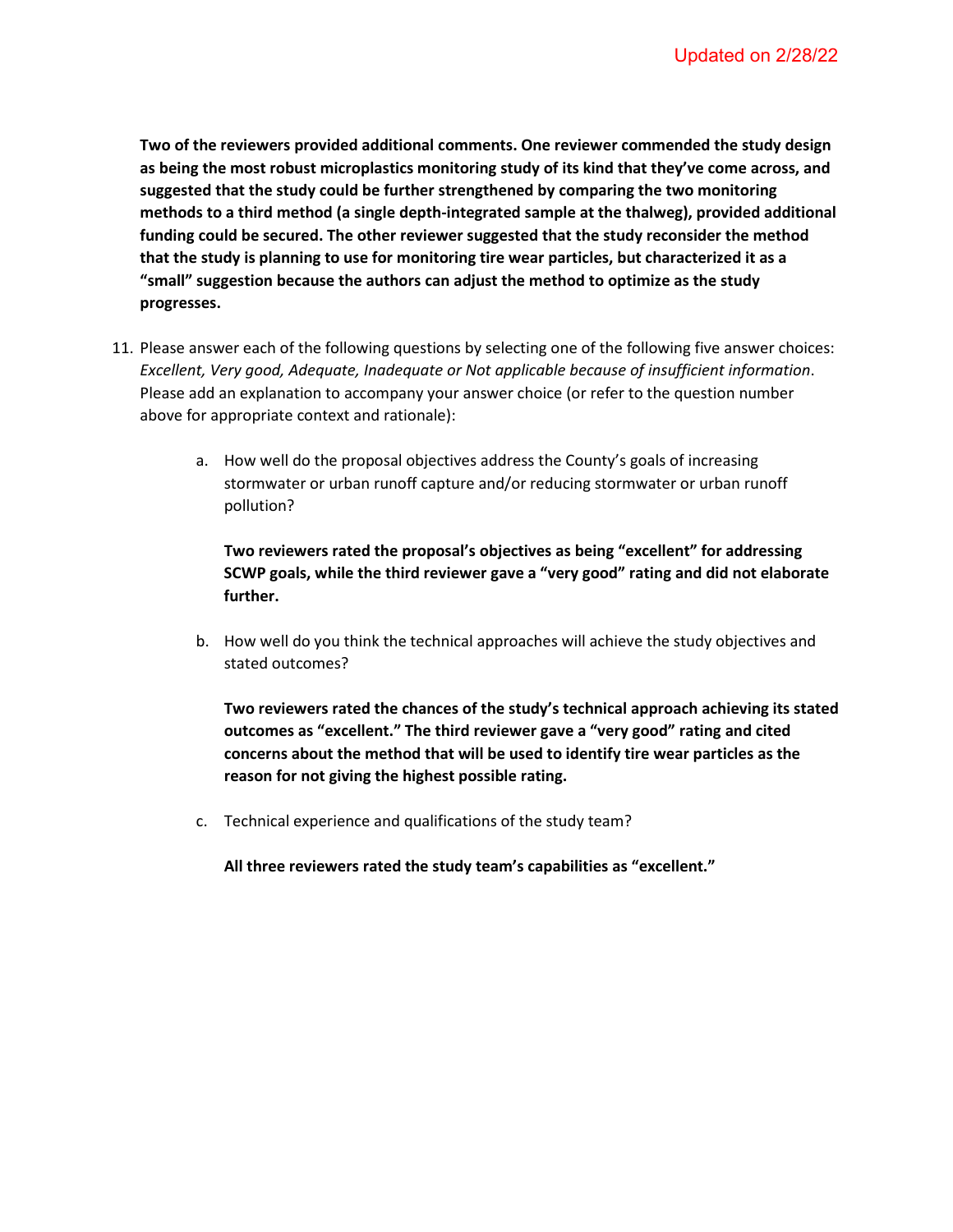Updated on 2/28/22

**Two of the reviewers provided additional comments. One reviewer commended the study design as being the most robust microplastics monitoring study of its kind that they've come across, and suggested that the study could be further strengthened by comparing the two monitoring methods to a third method (a single depth-integrated sample at the thalweg), provided additional funding could be secured. The other reviewer suggested that the study reconsider the method that the study is planning to use for monitoring tire wear particles, but characterized it as a "small" suggestion because the authors can adjust the method to optimize as the study progresses.**

11. Please answer each of the following questions by selecting one of the following five answer choices: *Excellent, Very good, Adequate, Inadequate or Not applicable because of insufficient information*. Please add an explanation to accompany your answer choice (or refer to the question number above for appropriate context and rationale):

    a. How well do the proposal objectives address the County's goals of increasing stormwater or urban runoff capture and/or reducing stormwater or urban runoff pollution?

       **Two reviewers rated the proposal's objectives as being "excellent" for addressing SCWP goals, while the third reviewer gave a "very good" rating and did not elaborate further.**

    b. How well do you think the technical approaches will achieve the study objectives and stated outcomes?

       **Two reviewers rated the chances of the study's technical approach achieving its stated outcomes as "excellent." The third reviewer gave a "very good" rating and cited concerns about the method that will be used to identify tire wear particles as the reason for not giving the highest possible rating.**

    c. Technical experience and qualifications of the study team?

       **All three reviewers rated the study team's capabilities as "excellent."**